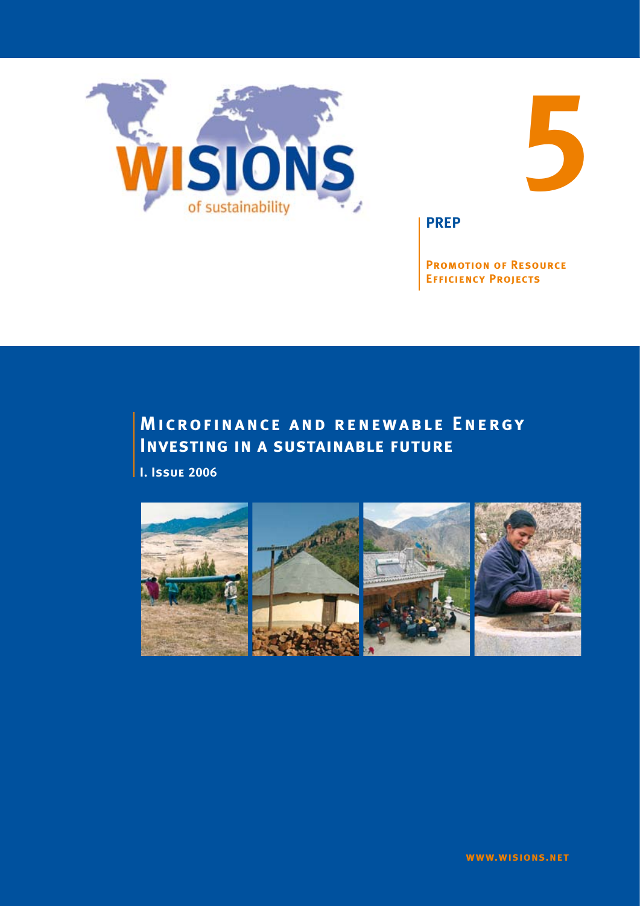WISIONS of sustainability

5

**PREP**

**Promotion of Resource Efficiency Projects**

# Microfinance and renewable Energy
# Investing in a sustainable future

**I. Issue 2006**

**www.wisions.net**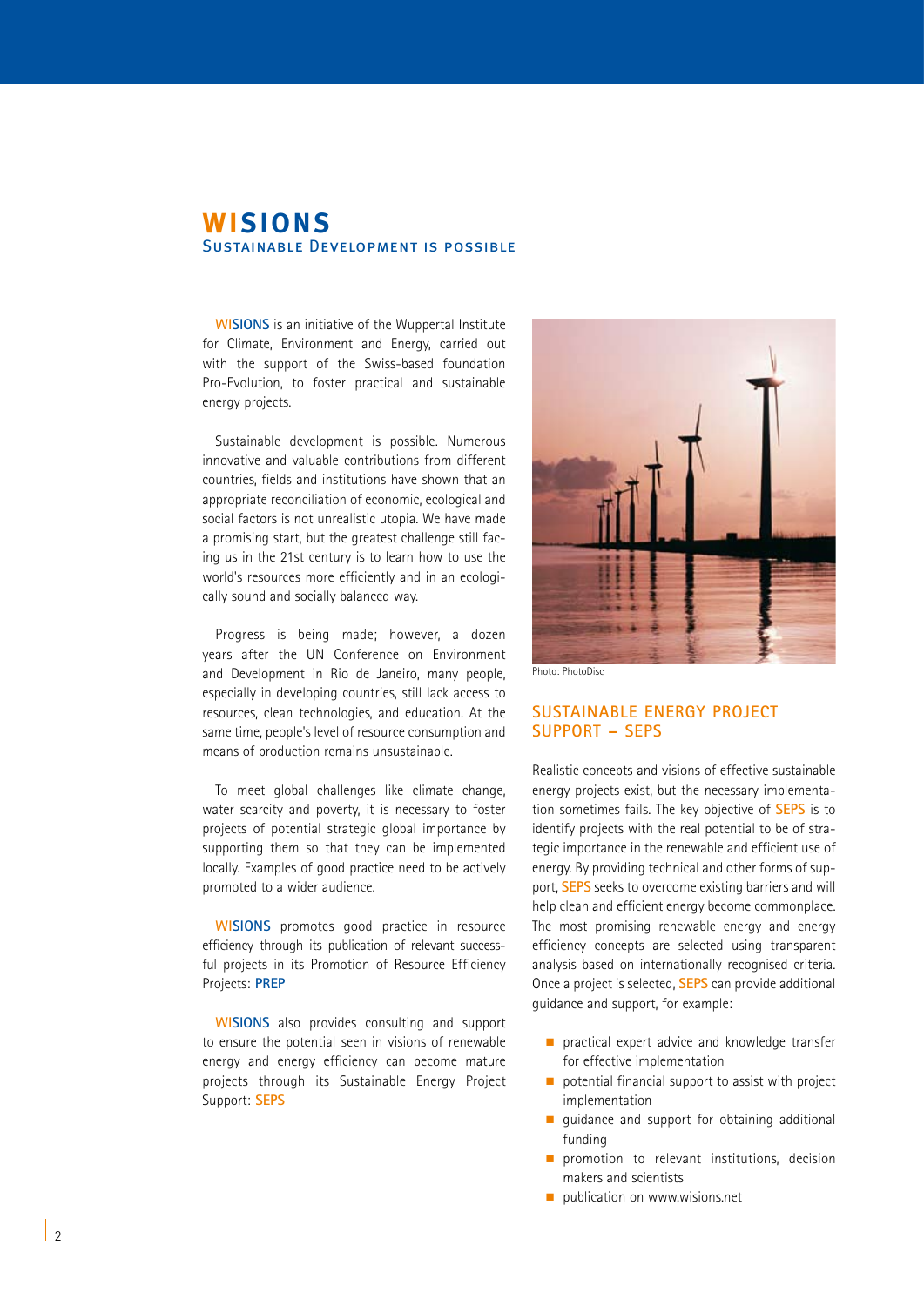# WISIONS

## Sustainable Development is possible

WISIONS is an initiative of the Wuppertal Institute for Climate, Environment and Energy, carried out with the support of the Swiss-based foundation Pro-Evolution, to foster practical and sustainable energy projects.

Sustainable development is possible. Numerous innovative and valuable contributions from different countries, fields and institutions have shown that an appropriate reconciliation of economic, ecological and social factors is not unrealistic utopia. We have made a promising start, but the greatest challenge still facing us in the 21st century is to learn how to use the world's resources more efficiently and in an ecologically sound and socially balanced way.

Progress is being made; however, a dozen years after the UN Conference on Environment and Development in Rio de Janeiro, many people, especially in developing countries, still lack access to resources, clean technologies, and education. At the same time, people's level of resource consumption and means of production remains unsustainable.

To meet global challenges like climate change, water scarcity and poverty, it is necessary to foster projects of potential strategic global importance by supporting them so that they can be implemented locally. Examples of good practice need to be actively promoted to a wider audience.

WISIONS promotes good practice in resource efficiency through its publication of relevant successful projects in its Promotion of Resource Efficiency Projects: **PREP**

WISIONS also provides consulting and support to ensure the potential seen in visions of renewable energy and energy efficiency can become mature projects through its Sustainable Energy Project Support: **SEPS**

Photo: PhotoDisc

## Sustainable Energy Project Support – SEPS

Realistic concepts and visions of effective sustainable energy projects exist, but the necessary implementation sometimes fails. The key objective of SEPS is to identify projects with the real potential to be of strategic importance in the renewable and efficient use of energy. By providing technical and other forms of support, SEPS seeks to overcome existing barriers and will help clean and efficient energy become commonplace. The most promising renewable energy and energy efficiency concepts are selected using transparent analysis based on internationally recognised criteria. Once a project is selected, SEPS can provide additional guidance and support, for example:

- practical expert advice and knowledge transfer for effective implementation
- potential financial support to assist with project implementation
- guidance and support for obtaining additional funding
- promotion to relevant institutions, decision makers and scientists
- publication on www.wisions.net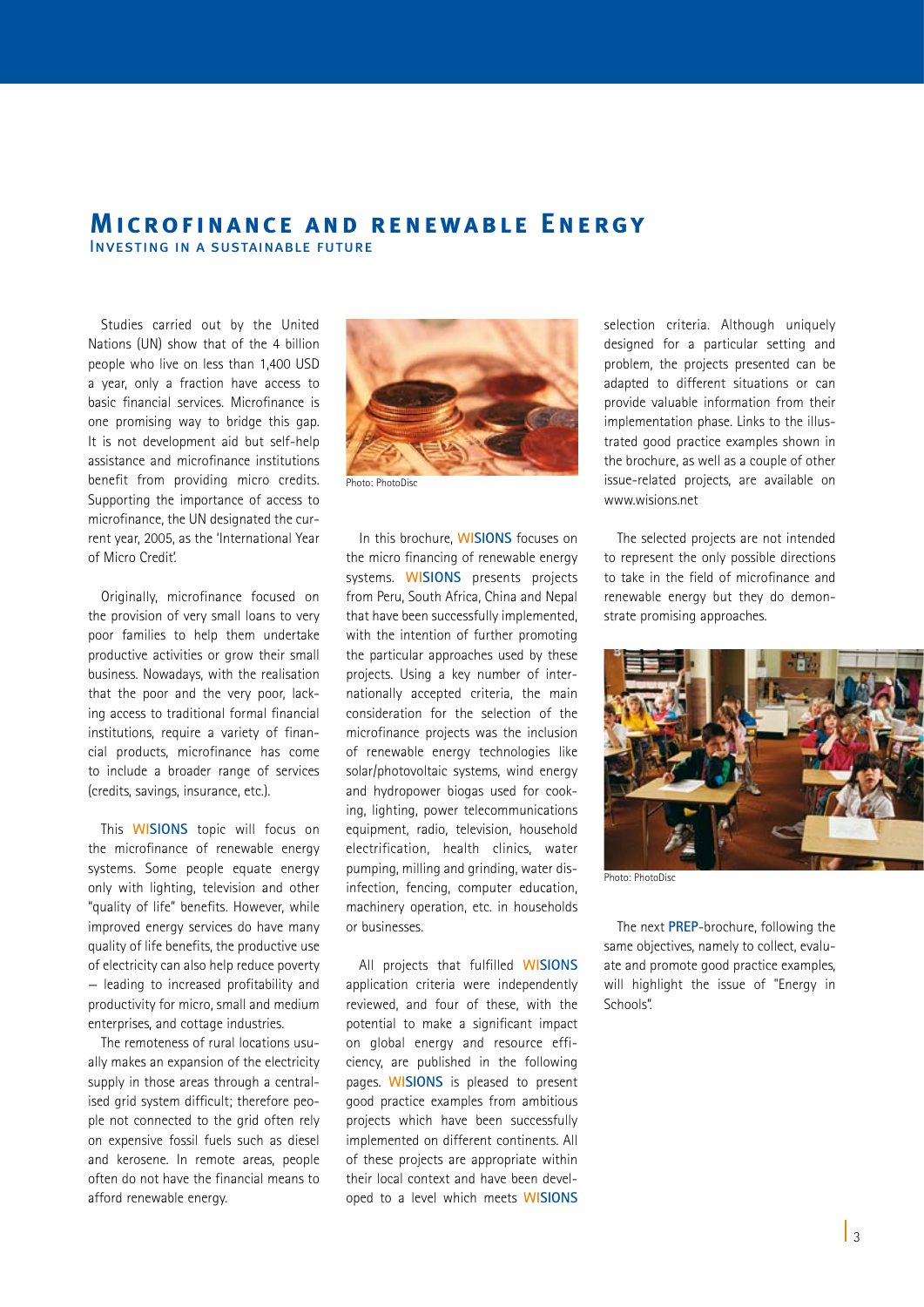# Microfinance and renewable Energy

## Investing in a sustainable future

Studies carried out by the United Nations (UN) show that of the 4 billion people who live on less than 1,400 USD a year, only a fraction have access to basic financial services. Microfinance is one promising way to bridge this gap. It is not development aid but self-help assistance and microfinance institutions benefit from providing micro credits. Supporting the importance of access to microfinance, the UN designated the current year, 2005, as the 'International Year of Micro Credit'.

Originally, microfinance focused on the provision of very small loans to very poor families to help them undertake productive activities or grow their small business. Nowadays, with the realisation that the poor and the very poor, lacking access to traditional formal financial institutions, require a variety of financial products, microfinance has come to include a broader range of services (credits, savings, insurance, etc.).

This WISIONS topic will focus on the microfinance of renewable energy systems. Some people equate energy only with lighting, television and other "quality of life" benefits. However, while improved energy services do have many quality of life benefits, the productive use of electricity can also help reduce poverty – leading to increased profitability and productivity for micro, small and medium enterprises, and cottage industries.

The remoteness of rural locations usually makes an expansion of the electricity supply in those areas through a centralised grid system difficult; therefore people not connected to the grid often rely on expensive fossil fuels such as diesel and kerosene. In remote areas, people often do not have the financial means to afford renewable energy.

Photo: PhotoDisc

In this brochure, WISIONS focuses on the micro financing of renewable energy systems. WISIONS presents projects from Peru, South Africa, China and Nepal that have been successfully implemented, with the intention of further promoting the particular approaches used by these projects. Using a key number of internationally accepted criteria, the main consideration for the selection of the microfinance projects was the inclusion of renewable energy technologies like solar/photovoltaic systems, wind energy and hydropower biogas used for cooking, lighting, power telecommunications equipment, radio, television, household electrification, health clinics, water pumping, milling and grinding, water disinfection, fencing, computer education, machinery operation, etc. in households or businesses.

All projects that fulfilled WISIONS application criteria were independently reviewed, and four of these, with the potential to make a significant impact on global energy and resource efficiency, are published in the following pages. WISIONS is pleased to present good practice examples from ambitious projects which have been successfully implemented on different continents. All of these projects are appropriate within their local context and have been developed to a level which meets WISIONS selection criteria. Although uniquely designed for a particular setting and problem, the projects presented can be adapted to different situations or can provide valuable information from their implementation phase. Links to the illustrated good practice examples shown in the brochure, as well as a couple of other issue-related projects, are available on www.wisions.net

The selected projects are not intended to represent the only possible directions to take in the field of microfinance and renewable energy but they do demonstrate promising approaches.

Photo: PhotoDisc

The next PREP-brochure, following the same objectives, namely to collect, evaluate and promote good practice examples, will highlight the issue of "Energy in Schools".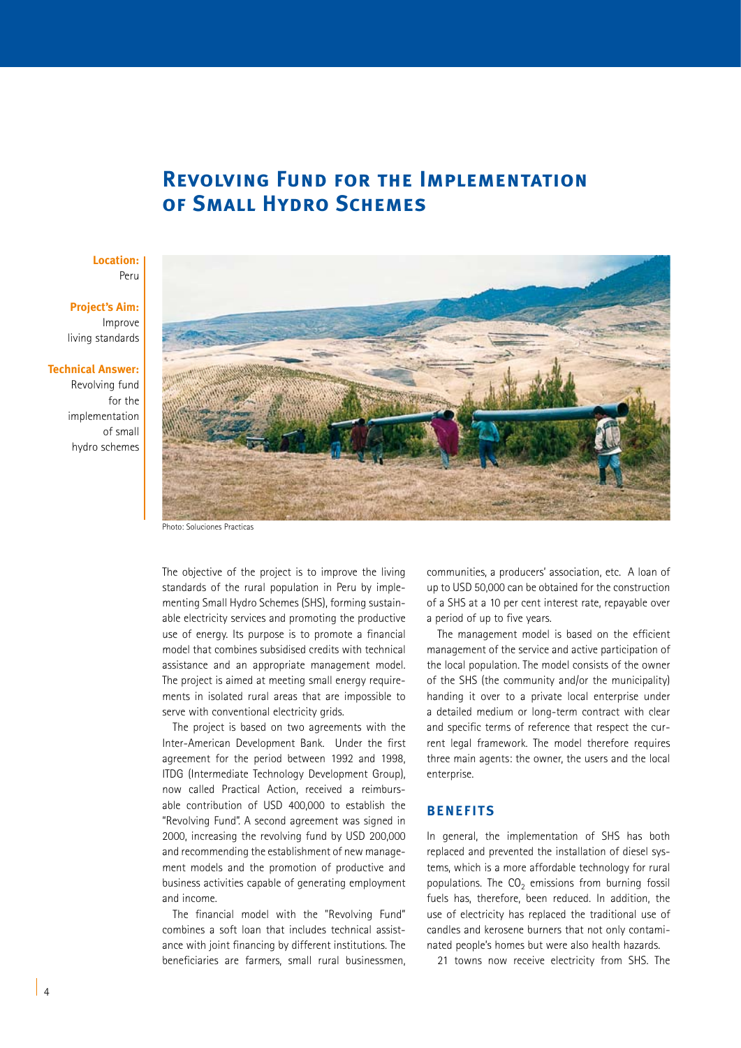# Revolving Fund for the Implementation of Small Hydro Schemes

**Location:**
Peru

**Project's Aim:**
Improve living standards

**Technical Answer:**
Revolving fund for the implementation of small hydro schemes

Photo: Soluciones Practicas

The objective of the project is to improve the living standards of the rural population in Peru by implementing Small Hydro Schemes (SHS), forming sustainable electricity services and promoting the productive use of energy. Its purpose is to promote a financial model that combines subsidised credits with technical assistance and an appropriate management model. The project is aimed at meeting small energy requirements in isolated rural areas that are impossible to serve with conventional electricity grids.

The project is based on two agreements with the Inter-American Development Bank. Under the first agreement for the period between 1992 and 1998, ITDG (Intermediate Technology Development Group), now called Practical Action, received a reimbursable contribution of USD 400,000 to establish the "Revolving Fund". A second agreement was signed in 2000, increasing the revolving fund by USD 200,000 and recommending the establishment of new management models and the promotion of productive and business activities capable of generating employment and income.

The financial model with the "Revolving Fund" combines a soft loan that includes technical assistance with joint financing by different institutions. The beneficiaries are farmers, small rural businessmen, communities, a producers' association, etc. A loan of up to USD 50,000 can be obtained for the construction of a SHS at a 10 per cent interest rate, repayable over a period of up to five years.

The management model is based on the efficient management of the service and active participation of the local population. The model consists of the owner of the SHS (the community and/or the municipality) handing it over to a private local enterprise under a detailed medium or long-term contract with clear and specific terms of reference that respect the current legal framework. The model therefore requires three main agents: the owner, the users and the local enterprise.

## BENEFITS

In general, the implementation of SHS has both replaced and prevented the installation of diesel systems, which is a more affordable technology for rural populations. The $CO_2$ emissions from burning fossil fuels has, therefore, been reduced. In addition, the use of electricity has replaced the traditional use of candles and kerosene burners that not only contaminated people's homes but were also health hazards.

21 towns now receive electricity from SHS. The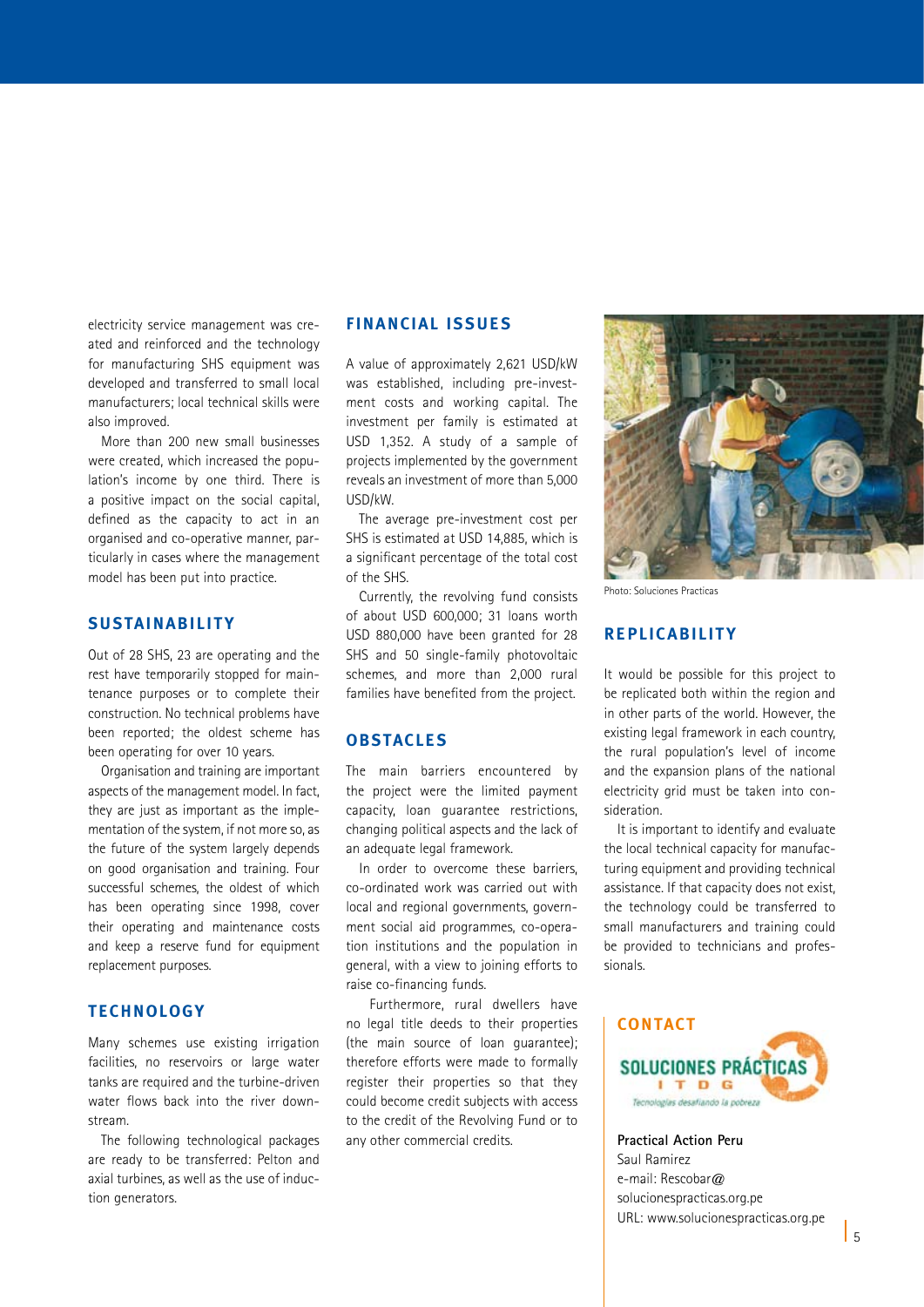electricity service management was created and reinforced and the technology for manufacturing SHS equipment was developed and transferred to small local manufacturers; local technical skills were also improved.

More than 200 new small businesses were created, which increased the population's income by one third. There is a positive impact on the social capital, defined as the capacity to act in an organised and co-operative manner, particularly in cases where the management model has been put into practice.

## SUSTAINABILITY

Out of 28 SHS, 23 are operating and the rest have temporarily stopped for maintenance purposes or to complete their construction. No technical problems have been reported; the oldest scheme has been operating for over 10 years.

Organisation and training are important aspects of the management model. In fact, they are just as important as the implementation of the system, if not more so, as the future of the system largely depends on good organisation and training. Four successful schemes, the oldest of which has been operating since 1998, cover their operating and maintenance costs and keep a reserve fund for equipment replacement purposes.

## TECHNOLOGY

Many schemes use existing irrigation facilities, no reservoirs or large water tanks are required and the turbine-driven water flows back into the river downstream.

The following technological packages are ready to be transferred: Pelton and axial turbines, as well as the use of induction generators.

## FINANCIAL ISSUES

A value of approximately 2,621 USD/kW was established, including pre-investment costs and working capital. The investment per family is estimated at USD 1,352. A study of a sample of projects implemented by the government reveals an investment of more than 5,000 USD/kW.

The average pre-investment cost per SHS is estimated at USD 14,885, which is a significant percentage of the total cost of the SHS.

Currently, the revolving fund consists of about USD 600,000; 31 loans worth USD 880,000 have been granted for 28 SHS and 50 single-family photovoltaic schemes, and more than 2,000 rural families have benefited from the project.

## OBSTACLES

The main barriers encountered by the project were the limited payment capacity, loan guarantee restrictions, changing political aspects and the lack of an adequate legal framework.

In order to overcome these barriers, co-ordinated work was carried out with local and regional governments, government social aid programmes, co-operation institutions and the population in general, with a view to joining efforts to raise co-financing funds.

Furthermore, rural dwellers have no legal title deeds to their properties (the main source of loan guarantee); therefore efforts were made to formally register their properties so that they could become credit subjects with access to the credit of the Revolving Fund or to any other commercial credits.

Photo: Soluciones Practicas

## REPLICABILITY

It would be possible for this project to be replicated both within the region and in other parts of the world. However, the existing legal framework in each country, the rural population's level of income and the expansion plans of the national electricity grid must be taken into consideration.

It is important to identify and evaluate the local technical capacity for manufacturing equipment and providing technical assistance. If that capacity does not exist, the technology could be transferred to small manufacturers and training could be provided to technicians and professionals.

## CONTACT

SOLUCIONES PRÁCTICAS ITDG
*Tecnologías desafiando la pobreza*

**Practical Action Peru**
Saul Ramirez
e-mail: Rescobar@solucionespracticas.org.pe
URL: www.solucionespracticas.org.pe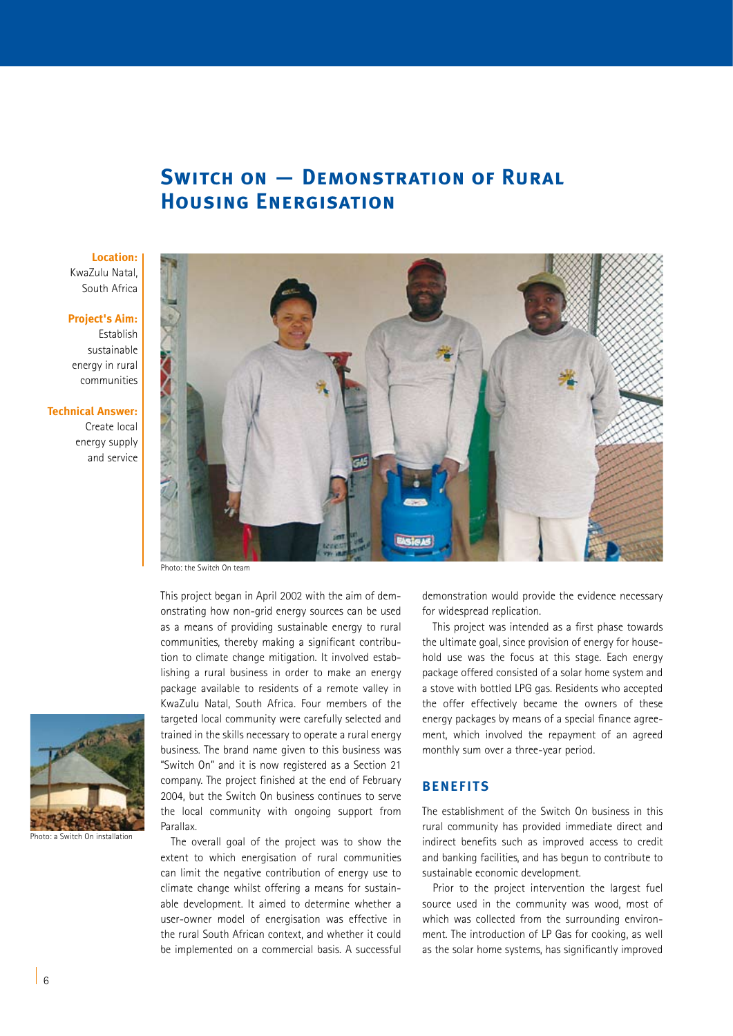# Switch on — Demonstration of Rural Housing Energisation

**Location:** KwaZulu Natal, South Africa

**Project's Aim:** Establish sustainable energy in rural communities

**Technical Answer:** Create local energy supply and service

Photo: the Switch On team

Photo: a Switch On installation

This project began in April 2002 with the aim of demonstrating how non-grid energy sources can be used as a means of providing sustainable energy to rural communities, thereby making a significant contribution to climate change mitigation. It involved establishing a rural business in order to make an energy package available to residents of a remote valley in KwaZulu Natal, South Africa. Four members of the targeted local community were carefully selected and trained in the skills necessary to operate a rural energy business. The brand name given to this business was "Switch On" and it is now registered as a Section 21 company. The project finished at the end of February 2004, but the Switch On business continues to serve the local community with ongoing support from Parallax.

The overall goal of the project was to show the extent to which energisation of rural communities can limit the negative contribution of energy use to climate change whilst offering a means for sustainable development. It aimed to determine whether a user-owner model of energisation was effective in the rural South African context, and whether it could be implemented on a commercial basis. A successful demonstration would provide the evidence necessary for widespread replication.

This project was intended as a first phase towards the ultimate goal, since provision of energy for household use was the focus at this stage. Each energy package offered consisted of a solar home system and a stove with bottled LPG gas. Residents who accepted the offer effectively became the owners of these energy packages by means of a special finance agreement, which involved the repayment of an agreed monthly sum over a three-year period.

## Benefits

The establishment of the Switch On business in this rural community has provided immediate direct and indirect benefits such as improved access to credit and banking facilities, and has begun to contribute to sustainable economic development.

Prior to the project intervention the largest fuel source used in the community was wood, most of which was collected from the surrounding environment. The introduction of LP Gas for cooking, as well as the solar home systems, has significantly improved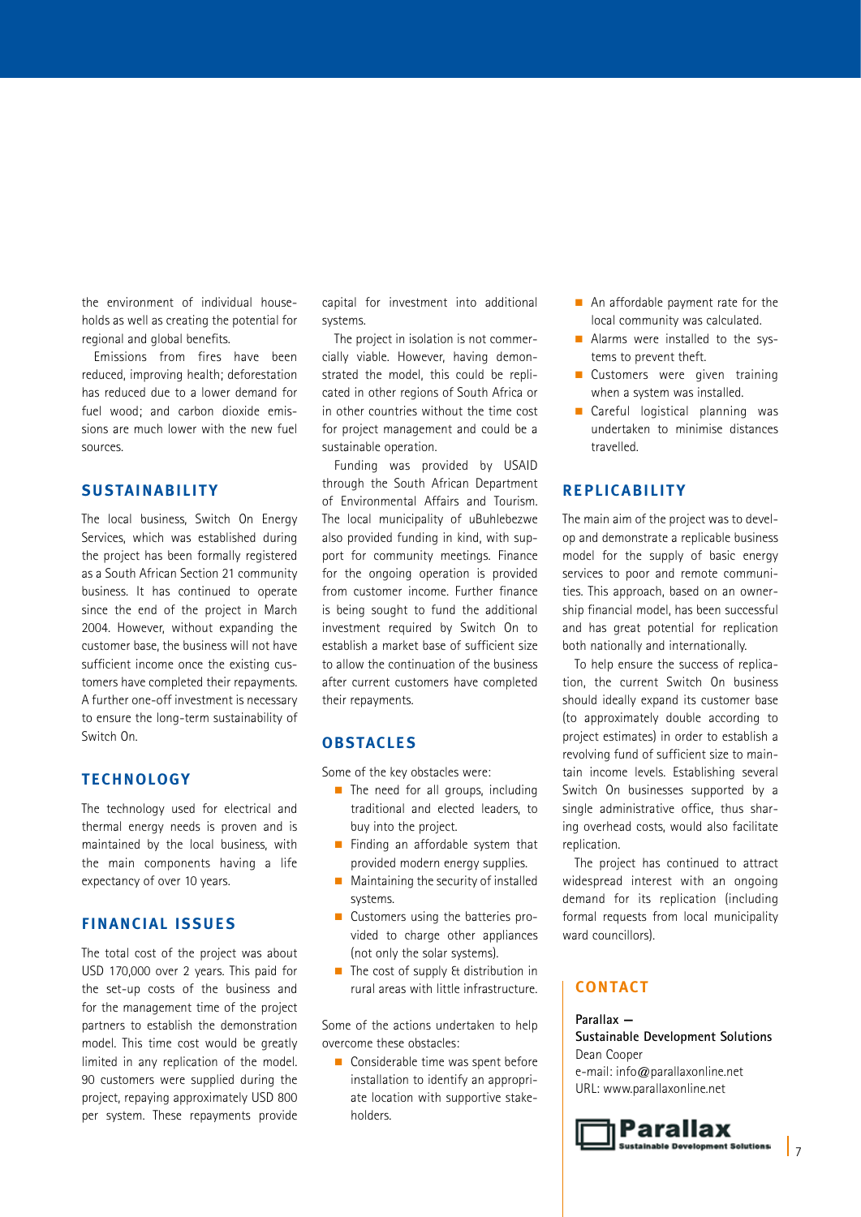the environment of individual households as well as creating the potential for regional and global benefits.

Emissions from fires have been reduced, improving health; deforestation has reduced due to a lower demand for fuel wood; and carbon dioxide emissions are much lower with the new fuel sources.

## SUSTAINABILITY

The local business, Switch On Energy Services, which was established during the project has been formally registered as a South African Section 21 community business. It has continued to operate since the end of the project in March 2004. However, without expanding the customer base, the business will not have sufficient income once the existing customers have completed their repayments. A further one-off investment is necessary to ensure the long-term sustainability of Switch On.

## TECHNOLOGY

The technology used for electrical and thermal energy needs is proven and is maintained by the local business, with the main components having a life expectancy of over 10 years.

## FINANCIAL ISSUES

The total cost of the project was about USD 170,000 over 2 years. This paid for the set-up costs of the business and for the management time of the project partners to establish the demonstration model. This time cost would be greatly limited in any replication of the model. 90 customers were supplied during the project, repaying approximately USD 800 per system. These repayments provide capital for investment into additional systems.

The project in isolation is not commercially viable. However, having demonstrated the model, this could be replicated in other regions of South Africa or in other countries without the time cost for project management and could be a sustainable operation.

Funding was provided by USAID through the South African Department of Environmental Affairs and Tourism. The local municipality of uBuhlebezwe also provided funding in kind, with support for community meetings. Finance for the ongoing operation is provided from customer income. Further finance is being sought to fund the additional investment required by Switch On to establish a market base of sufficient size to allow the continuation of the business after current customers have completed their repayments.

## OBSTACLES

Some of the key obstacles were:

- The need for all groups, including traditional and elected leaders, to buy into the project.
- Finding an affordable system that provided modern energy supplies.
- Maintaining the security of installed systems.
- Customers using the batteries provided to charge other appliances (not only the solar systems).
- The cost of supply & distribution in rural areas with little infrastructure.

Some of the actions undertaken to help overcome these obstacles:

- Considerable time was spent before installation to identify an appropriate location with supportive stakeholders.
- An affordable payment rate for the local community was calculated.
- Alarms were installed to the systems to prevent theft.
- Customers were given training when a system was installed.
- Careful logistical planning was undertaken to minimise distances travelled.

## REPLICABILITY

The main aim of the project was to develop and demonstrate a replicable business model for the supply of basic energy services to poor and remote communities. This approach, based on an ownership financial model, has been successful and has great potential for replication both nationally and internationally.

To help ensure the success of replication, the current Switch On business should ideally expand its customer base (to approximately double according to project estimates) in order to establish a revolving fund of sufficient size to maintain income levels. Establishing several Switch On businesses supported by a single administrative office, thus sharing overhead costs, would also facilitate replication.

The project has continued to attract widespread interest with an ongoing demand for its replication (including formal requests from local municipality ward councillors).

## CONTACT

**Parallax — Sustainable Development Solutions**
Dean Cooper
e-mail: info@parallaxonline.net
URL: www.parallaxonline.net

**Parallax** Sustainable Development Solutions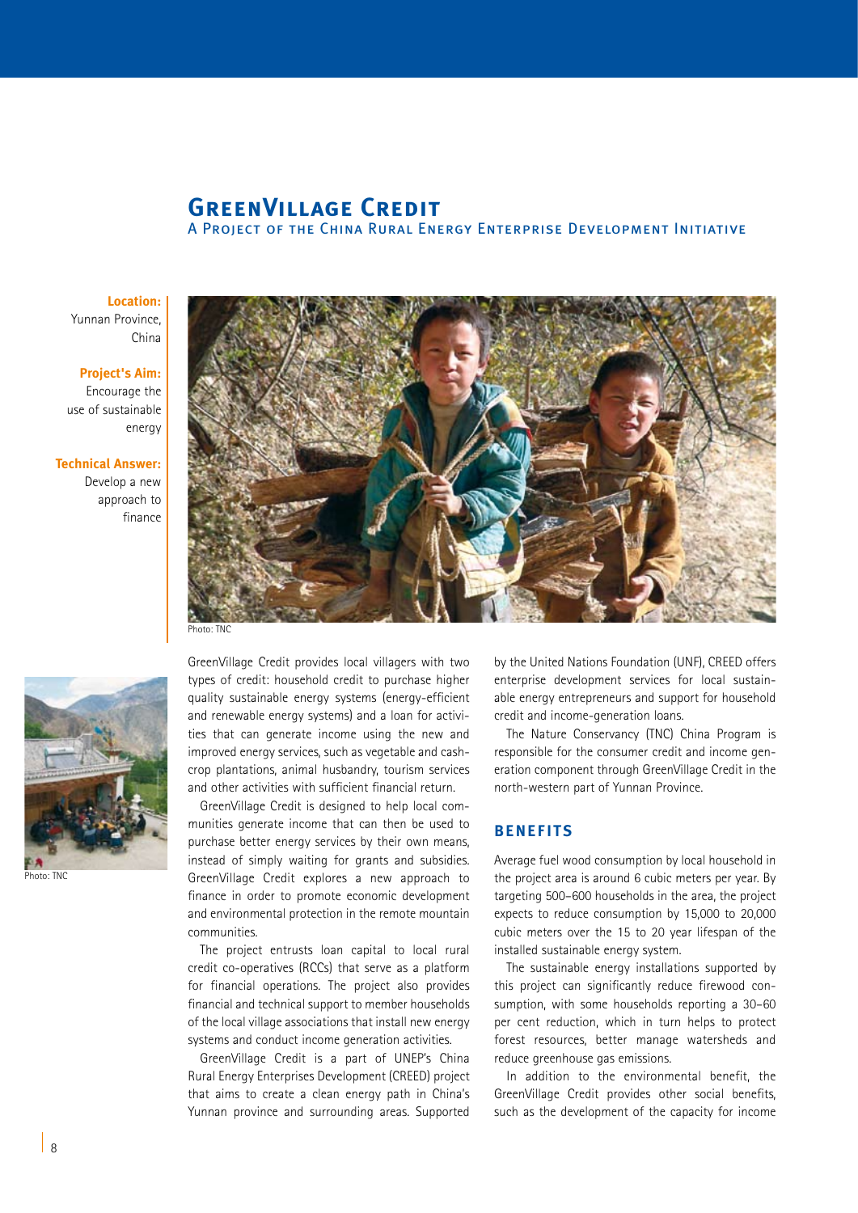# GreenVillage Credit

## A Project of the China Rural Energy Enterprise Development Initiative

**Location:** Yunnan Province, China

**Project's Aim:** Encourage the use of sustainable energy

**Technical Answer:** Develop a new approach to finance

Photo: TNC

Photo: TNC

GreenVillage Credit provides local villagers with two types of credit: household credit to purchase higher quality sustainable energy systems (energy-efficient and renewable energy systems) and a loan for activities that can generate income using the new and improved energy services, such as vegetable and cash-crop plantations, animal husbandry, tourism services and other activities with sufficient financial return.

GreenVillage Credit is designed to help local communities generate income that can then be used to purchase better energy services by their own means, instead of simply waiting for grants and subsidies. GreenVillage Credit explores a new approach to finance in order to promote economic development and environmental protection in the remote mountain communities.

The project entrusts loan capital to local rural credit co-operatives (RCCs) that serve as a platform for financial operations. The project also provides financial and technical support to member households of the local village associations that install new energy systems and conduct income generation activities.

GreenVillage Credit is a part of UNEP's China Rural Energy Enterprises Development (CREED) project that aims to create a clean energy path in China's Yunnan province and surrounding areas. Supported by the United Nations Foundation (UNF), CREED offers enterprise development services for local sustainable energy entrepreneurs and support for household credit and income-generation loans.

The Nature Conservancy (TNC) China Program is responsible for the consumer credit and income generation component through GreenVillage Credit in the north-western part of Yunnan Province.

### Benefits

Average fuel wood consumption by local household in the project area is around 6 cubic meters per year. By targeting 500–600 households in the area, the project expects to reduce consumption by 15,000 to 20,000 cubic meters over the 15 to 20 year lifespan of the installed sustainable energy system.

The sustainable energy installations supported by this project can significantly reduce firewood consumption, with some households reporting a 30–60 per cent reduction, which in turn helps to protect forest resources, better manage watersheds and reduce greenhouse gas emissions.

In addition to the environmental benefit, the GreenVillage Credit provides other social benefits, such as the development of the capacity for income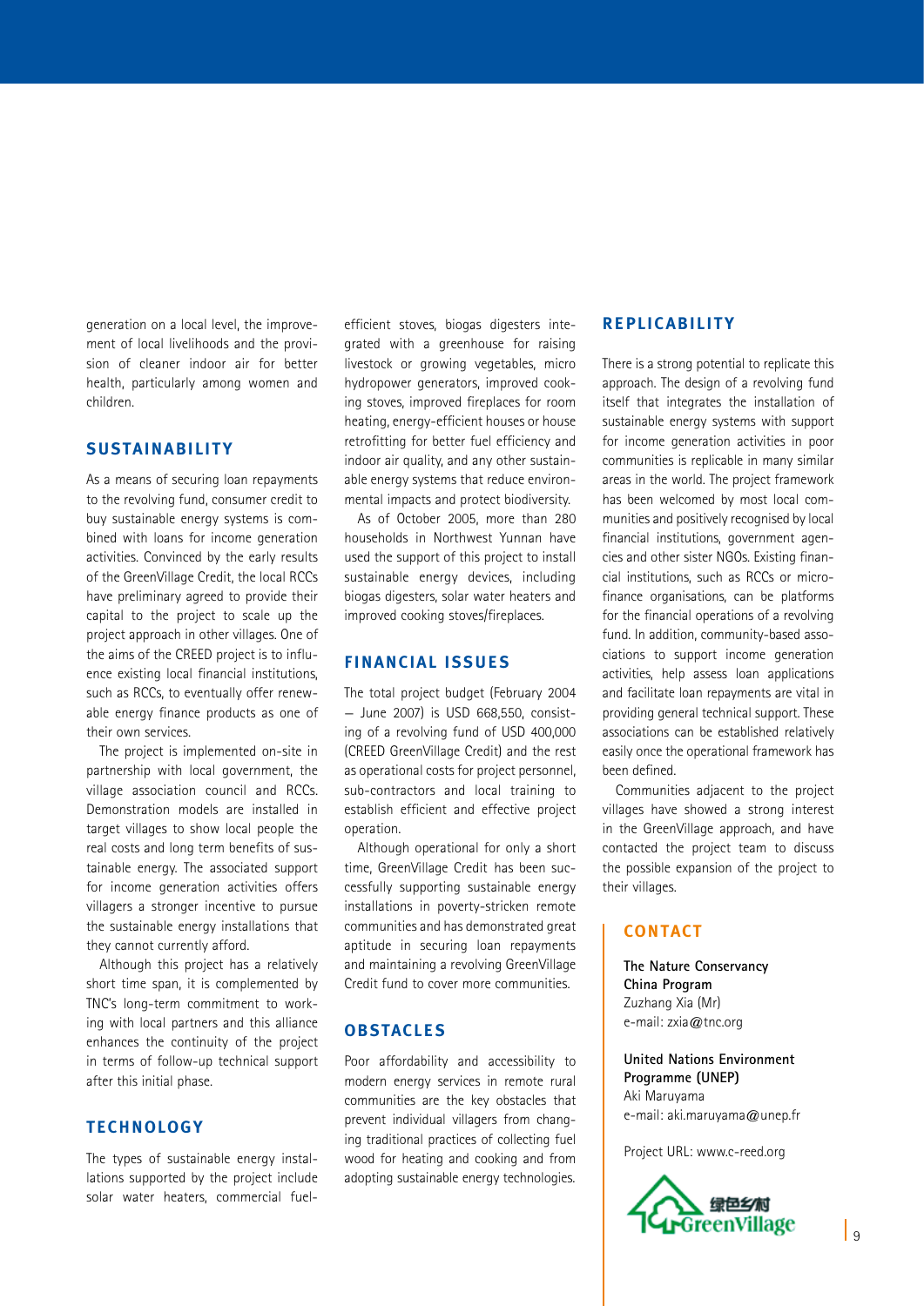generation on a local level, the improvement of local livelihoods and the provision of cleaner indoor air for better health, particularly among women and children.

## SUSTAINABILITY

As a means of securing loan repayments to the revolving fund, consumer credit to buy sustainable energy systems is combined with loans for income generation activities. Convinced by the early results of the GreenVillage Credit, the local RCCs have preliminary agreed to provide their capital to the project to scale up the project approach in other villages. One of the aims of the CREED project is to influence existing local financial institutions, such as RCCs, to eventually offer renewable energy finance products as one of their own services.

The project is implemented on-site in partnership with local government, the village association council and RCCs. Demonstration models are installed in target villages to show local people the real costs and long term benefits of sustainable energy. The associated support for income generation activities offers villagers a stronger incentive to pursue the sustainable energy installations that they cannot currently afford.

Although this project has a relatively short time span, it is complemented by TNC's long-term commitment to working with local partners and this alliance enhances the continuity of the project in terms of follow-up technical support after this initial phase.

## TECHNOLOGY

The types of sustainable energy installations supported by the project include solar water heaters, commercial fuel-efficient stoves, biogas digesters integrated with a greenhouse for raising livestock or growing vegetables, micro hydropower generators, improved cooking stoves, improved fireplaces for room heating, energy-efficient houses or house retrofitting for better fuel efficiency and indoor air quality, and any other sustainable energy systems that reduce environmental impacts and protect biodiversity.

As of October 2005, more than 280 households in Northwest Yunnan have used the support of this project to install sustainable energy devices, including biogas digesters, solar water heaters and improved cooking stoves/fireplaces.

## FINANCIAL ISSUES

The total project budget (February 2004 – June 2007) is USD 668,550, consisting of a revolving fund of USD 400,000 (CREED GreenVillage Credit) and the rest as operational costs for project personnel, sub-contractors and local training to establish efficient and effective project operation.

Although operational for only a short time, GreenVillage Credit has been successfully supporting sustainable energy installations in poverty-stricken remote communities and has demonstrated great aptitude in securing loan repayments and maintaining a revolving GreenVillage Credit fund to cover more communities.

## OBSTACLES

Poor affordability and accessibility to modern energy services in remote rural communities are the key obstacles that prevent individual villagers from changing traditional practices of collecting fuel wood for heating and cooking and from adopting sustainable energy technologies.

## REPLICABILITY

There is a strong potential to replicate this approach. The design of a revolving fund itself that integrates the installation of sustainable energy systems with support for income generation activities in poor communities is replicable in many similar areas in the world. The project framework has been welcomed by most local communities and positively recognised by local financial institutions, government agencies and other sister NGOs. Existing financial institutions, such as RCCs or microfinance organisations, can be platforms for the financial operations of a revolving fund. In addition, community-based associations to support income generation activities, help assess loan applications and facilitate loan repayments are vital in providing general technical support. These associations can be established relatively easily once the operational framework has been defined.

Communities adjacent to the project villages have showed a strong interest in the GreenVillage approach, and have contacted the project team to discuss the possible expansion of the project to their villages.

## CONTACT

**The Nature Conservancy China Program**
Zuzhang Xia (Mr)
e-mail: zxia@tnc.org

**United Nations Environment Programme (UNEP)**
Aki Maruyama
e-mail: aki.maruyama@unep.fr

Project URL: www.c-reed.org

绿色乡村 GreenVillage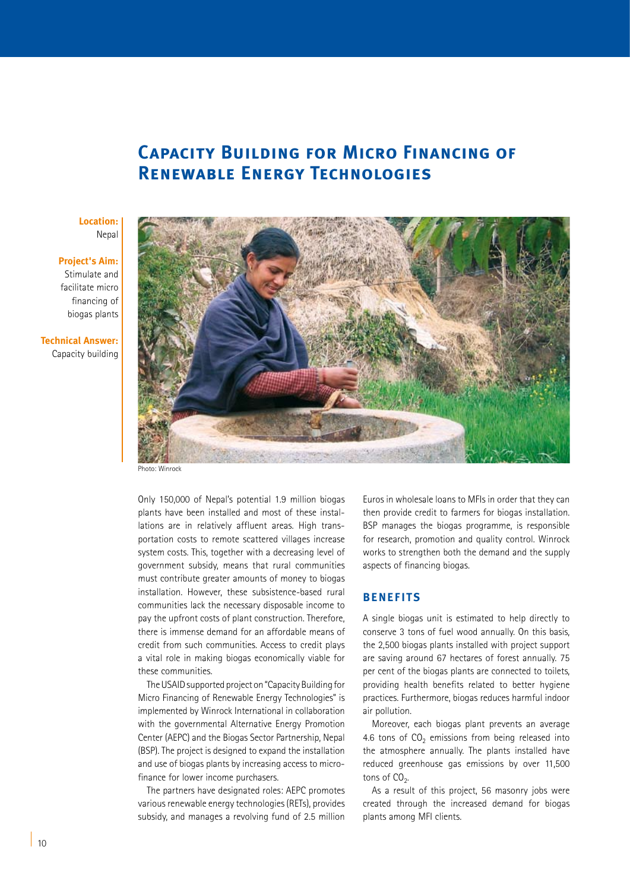# Capacity Building for Micro Financing of Renewable Energy Technologies

**Location:**
Nepal

**Project's Aim:**
Stimulate and facilitate micro financing of biogas plants

**Technical Answer:**
Capacity building

Photo: Winrock

Only 150,000 of Nepal's potential 1.9 million biogas plants have been installed and most of these installations are in relatively affluent areas. High transportation costs to remote scattered villages increase system costs. This, together with a decreasing level of government subsidy, means that rural communities must contribute greater amounts of money to biogas installation. However, these subsistence-based rural communities lack the necessary disposable income to pay the upfront costs of plant construction. Therefore, there is immense demand for an affordable means of credit from such communities. Access to credit plays a vital role in making biogas economically viable for these communities.

The USAID supported project on "Capacity Building for Micro Financing of Renewable Energy Technologies" is implemented by Winrock International in collaboration with the governmental Alternative Energy Promotion Center (AEPC) and the Biogas Sector Partnership, Nepal (BSP). The project is designed to expand the installation and use of biogas plants by increasing access to microfinance for lower income purchasers.

The partners have designated roles: AEPC promotes various renewable energy technologies (RETs), provides subsidy, and manages a revolving fund of 2.5 million Euros in wholesale loans to MFIs in order that they can then provide credit to farmers for biogas installation. BSP manages the biogas programme, is responsible for research, promotion and quality control. Winrock works to strengthen both the demand and the supply aspects of financing biogas.

## Benefits

A single biogas unit is estimated to help directly to conserve 3 tons of fuel wood annually. On this basis, the 2,500 biogas plants installed with project support are saving around 67 hectares of forest annually. 75 per cent of the biogas plants are connected to toilets, providing health benefits related to better hygiene practices. Furthermore, biogas reduces harmful indoor air pollution.

Moreover, each biogas plant prevents an average 4.6 tons of $CO_2$ emissions from being released into the atmosphere annually. The plants installed have reduced greenhouse gas emissions by over 11,500 tons of $CO_2$.

As a result of this project, 56 masonry jobs were created through the increased demand for biogas plants among MFI clients.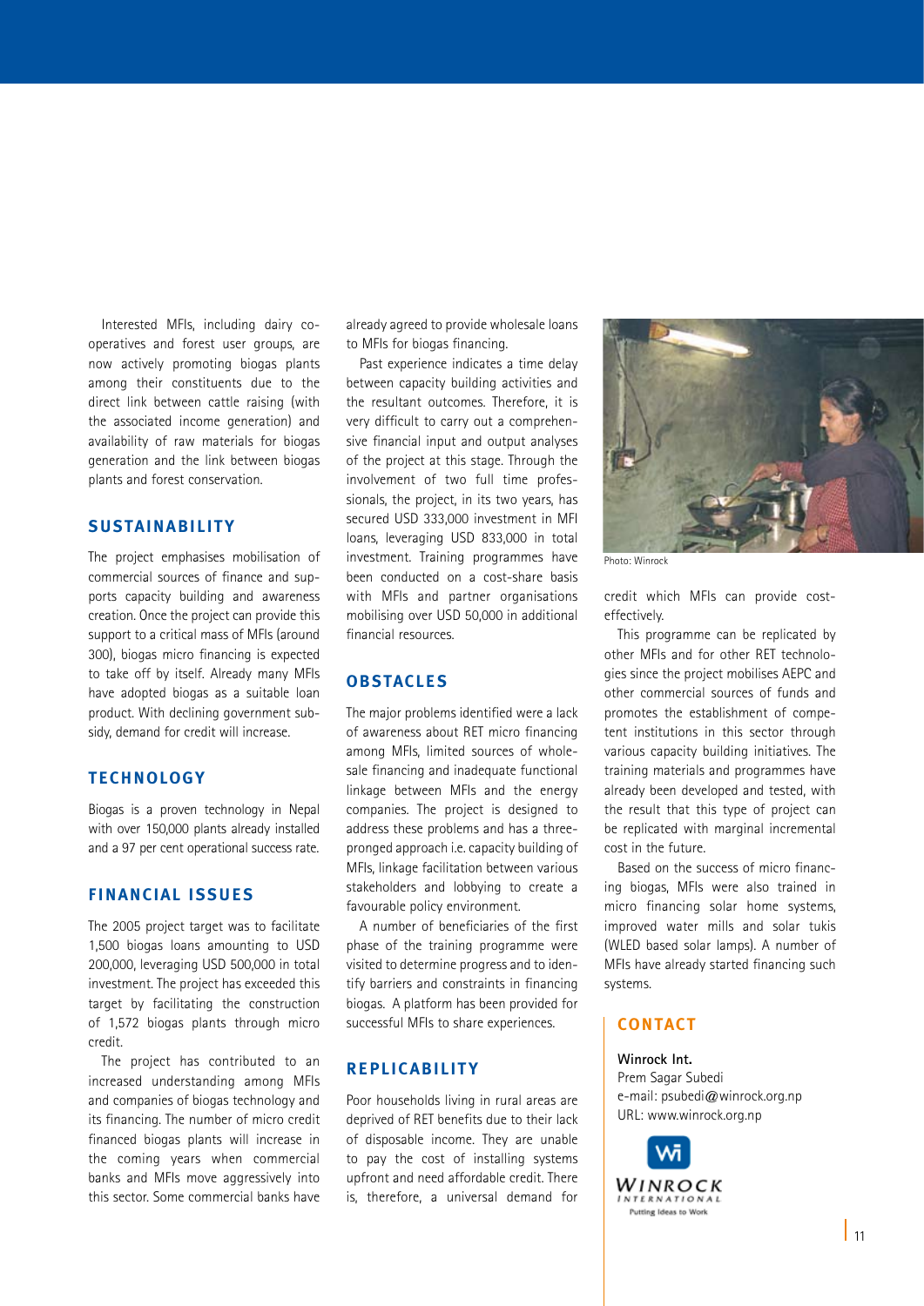Interested MFIs, including dairy co-operatives and forest user groups, are now actively promoting biogas plants among their constituents due to the direct link between cattle raising (with the associated income generation) and availability of raw materials for biogas generation and the link between biogas plants and forest conservation.

## SUSTAINABILITY

The project emphasises mobilisation of commercial sources of finance and supports capacity building and awareness creation. Once the project can provide this support to a critical mass of MFIs (around 300), biogas micro financing is expected to take off by itself. Already many MFIs have adopted biogas as a suitable loan product. With declining government subsidy, demand for credit will increase.

## TECHNOLOGY

Biogas is a proven technology in Nepal with over 150,000 plants already installed and a 97 per cent operational success rate.

## FINANCIAL ISSUES

The 2005 project target was to facilitate 1,500 biogas loans amounting to USD 200,000, leveraging USD 500,000 in total investment. The project has exceeded this target by facilitating the construction of 1,572 biogas plants through micro credit.

The project has contributed to an increased understanding among MFIs and companies of biogas technology and its financing. The number of micro credit financed biogas plants will increase in the coming years when commercial banks and MFIs move aggressively into this sector. Some commercial banks have already agreed to provide wholesale loans to MFIs for biogas financing.

Past experience indicates a time delay between capacity building activities and the resultant outcomes. Therefore, it is very difficult to carry out a comprehensive financial input and output analyses of the project at this stage. Through the involvement of two full time professionals, the project, in its two years, has secured USD 333,000 investment in MFI loans, leveraging USD 833,000 in total investment. Training programmes have been conducted on a cost-share basis with MFIs and partner organisations mobilising over USD 50,000 in additional financial resources.

## OBSTACLES

The major problems identified were a lack of awareness about RET micro financing among MFIs, limited sources of wholesale financing and inadequate functional linkage between MFIs and the energy companies. The project is designed to address these problems and has a three-pronged approach i.e. capacity building of MFIs, linkage facilitation between various stakeholders and lobbying to create a favourable policy environment.

A number of beneficiaries of the first phase of the training programme were visited to determine progress and to identify barriers and constraints in financing biogas. A platform has been provided for successful MFIs to share experiences.

## REPLICABILITY

Poor households living in rural areas are deprived of RET benefits due to their lack of disposable income. They are unable to pay the cost of installing systems upfront and need affordable credit. There is, therefore, a universal demand for credit which MFIs can provide cost-effectively.

Photo: Winrock

This programme can be replicated by other MFIs and for other RET technologies since the project mobilises AEPC and other commercial sources of funds and promotes the establishment of competent institutions in this sector through various capacity building initiatives. The training materials and programmes have already been developed and tested, with the result that this type of project can be replicated with marginal incremental cost in the future.

Based on the success of micro financing biogas, MFIs were also trained in micro financing solar home systems, improved water mills and solar tukis (WLED based solar lamps). A number of MFIs have already started financing such systems.

## CONTACT

**Winrock Int.**
Prem Sagar Subedi
e-mail: psubedi@winrock.org.np
URL: www.winrock.org.np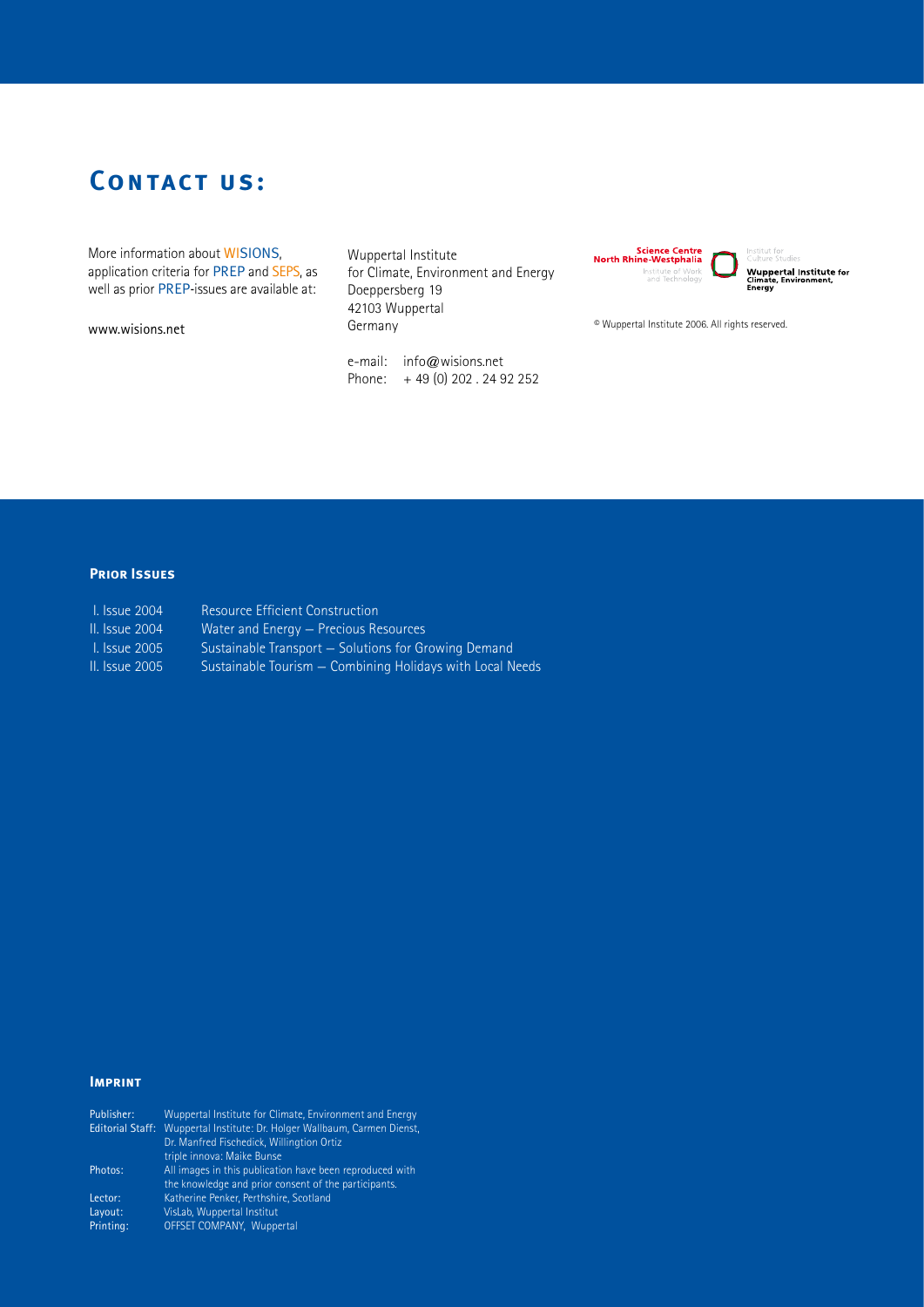# Contact us:

More information about WISIONS, application criteria for PREP and SEPS, as well as prior PREP-issues are available at:

www.wisions.net

Wuppertal Institute
for Climate, Environment and Energy
Doeppersberg 19
42103 Wuppertal
Germany

e-mail: info@wisions.net
Phone: + 49 (0) 202 . 24 92 252

Science Centre North Rhine-Westphalia
Institute of Work and Technology
Institut for Culture Studies
Wuppertal Institute for Climate, Environment, Energy

© Wuppertal Institute 2006. All rights reserved.

### Prior Issues

| | |
|---|---|
| I. Issue 2004 | Resource Efficient Construction |
| II. Issue 2004 | Water and Energy – Precious Resources |
| I. Issue 2005 | Sustainable Transport – Solutions for Growing Demand |
| II. Issue 2005 | Sustainable Tourism – Combining Holidays with Local Needs |

### Imprint

| | |
|---|---|
| Publisher: | Wuppertal Institute for Climate, Environment and Energy |
| Editorial Staff: | Wuppertal Institute: Dr. Holger Wallbaum, Carmen Dienst, Dr. Manfred Fischedick, Willingtion Ortiz<br>triple innova: Maike Bunse |
| Photos: | All images in this publication have been reproduced with the knowledge and prior consent of the participants. |
| Lector: | Katherine Penker, Perthshire, Scotland |
| Layout: | VisLab, Wuppertal Institut |
| Printing: | OFFSET COMPANY, Wuppertal |